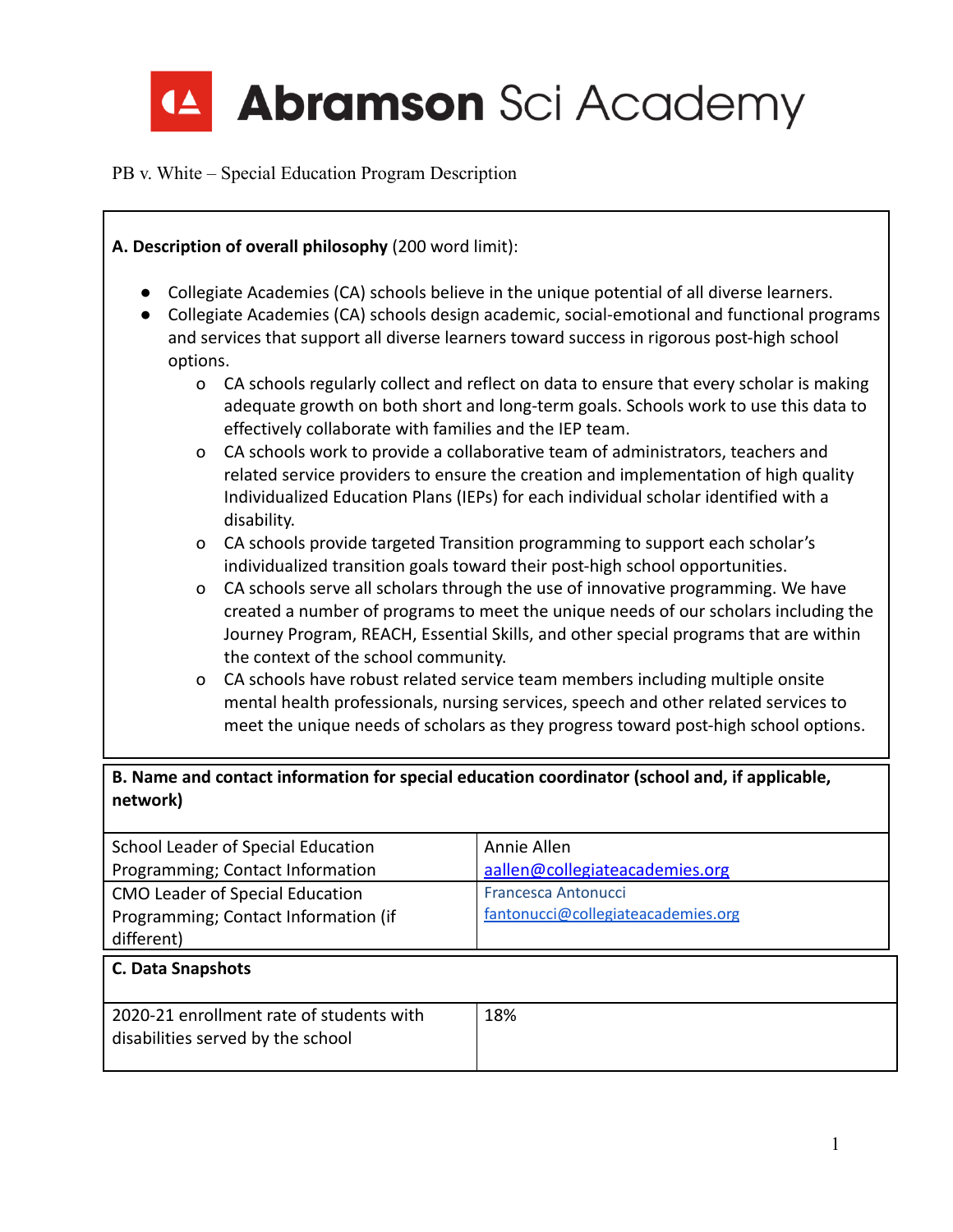# Abramson Sci Academy

PB v. White – Special Education Program Description

**A. Description of overall philosophy** (200 word limit):

- Collegiate Academies (CA) schools believe in the unique potential of all diverse learners.
- Collegiate Academies (CA) schools design academic, social-emotional and functional programs and services that support all diverse learners toward success in rigorous post-high school options.
  - CA schools regularly collect and reflect on data to ensure that every scholar is making adequate growth on both short and long-term goals. Schools work to use this data to effectively collaborate with families and the IEP team.
  - CA schools work to provide a collaborative team of administrators, teachers and related service providers to ensure the creation and implementation of high quality Individualized Education Plans (IEPs) for each individual scholar identified with a disability.
  - CA schools provide targeted Transition programming to support each scholar's individualized transition goals toward their post-high school opportunities.
  - CA schools serve all scholars through the use of innovative programming. We have created a number of programs to meet the unique needs of our scholars including the Journey Program, REACH, Essential Skills, and other special programs that are within the context of the school community.
  - CA schools have robust related service team members including multiple onsite mental health professionals, nursing services, speech and other related services to meet the unique needs of scholars as they progress toward post-high school options.

**B. Name and contact information for special education coordinator (school and, if applicable, network)**

| | |
|---|---|
| School Leader of Special Education Programming; Contact Information | Annie Allen aallen@collegiateacademies.org |
| CMO Leader of Special Education Programming; Contact Information (if different) | Francesca Antonucci fantonucci@collegiateacademies.org |

**C. Data Snapshots**

| | |
|---|---|
| 2020-21 enrollment rate of students with disabilities served by the school | 18% |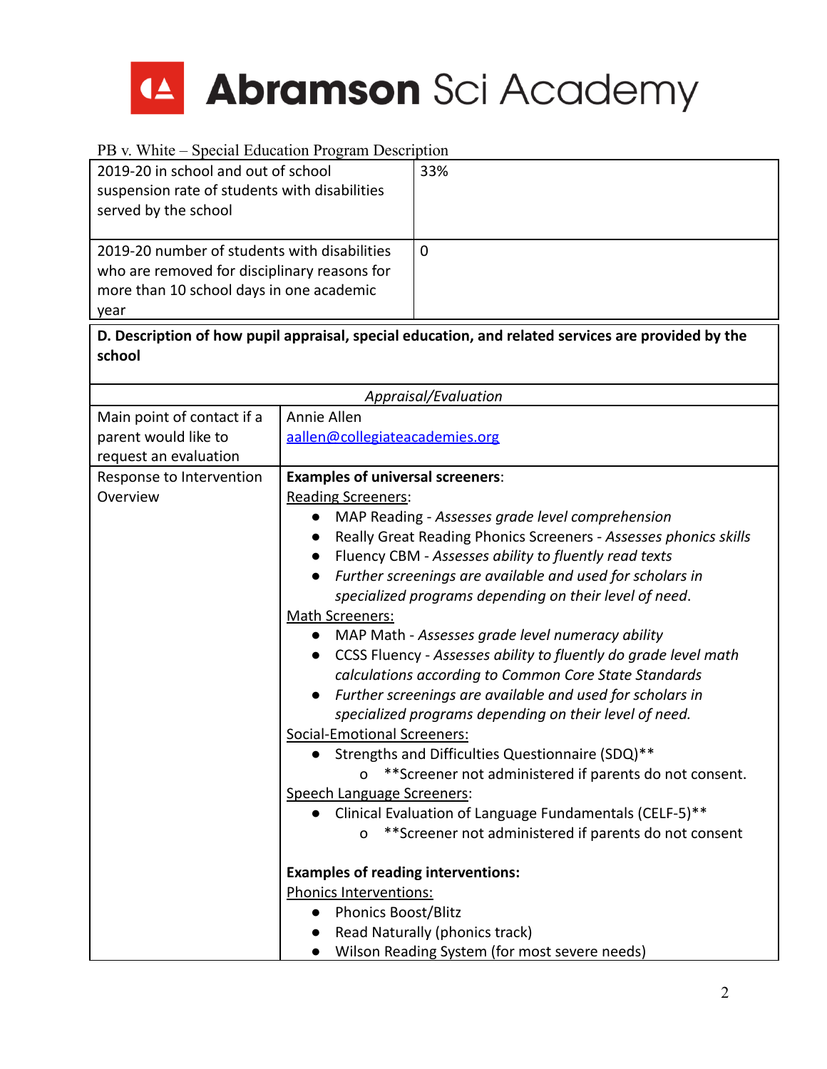# Abramson Sci Academy

PB v. White – Special Education Program Description

| | |
|---|---|
| 2019-20 in school and out of school suspension rate of students with disabilities served by the school | 33% |
| 2019-20 number of students with disabilities who are removed for disciplinary reasons for more than 10 school days in one academic year | 0 |

**D. Description of how pupil appraisal, special education, and related services are provided by the school**

| *Appraisal/Evaluation* | |
|---|---|
| Main point of contact if a parent would like to request an evaluation | Annie Allen<br>aallen@collegiateacademies.org |
| Response to Intervention Overview | **Examples of universal screeners**:<br>Reading Screeners:<br>● MAP Reading - *Assesses grade level comprehension*<br>● Really Great Reading Phonics Screeners - *Assesses phonics skills*<br>● Fluency CBM - *Assesses ability to fluently read texts*<br>● *Further screenings are available and used for scholars in specialized programs depending on their level of need.*<br>Math Screeners:<br>● MAP Math - *Assesses grade level numeracy ability*<br>● CCSS Fluency - *Assesses ability to fluently do grade level math calculations according to Common Core State Standards*<br>● *Further screenings are available and used for scholars in specialized programs depending on their level of need.*<br>Social-Emotional Screeners:<br>● Strengths and Difficulties Questionnaire (SDQ)**<br>o **Screener not administered if parents do not consent.<br>Speech Language Screeners:<br>● Clinical Evaluation of Language Fundamentals (CELF-5)**<br>o **Screener not administered if parents do not consent<br><br>**Examples of reading interventions:**<br>Phonics Interventions:<br>● Phonics Boost/Blitz<br>● Read Naturally (phonics track)<br>● Wilson Reading System (for most severe needs) |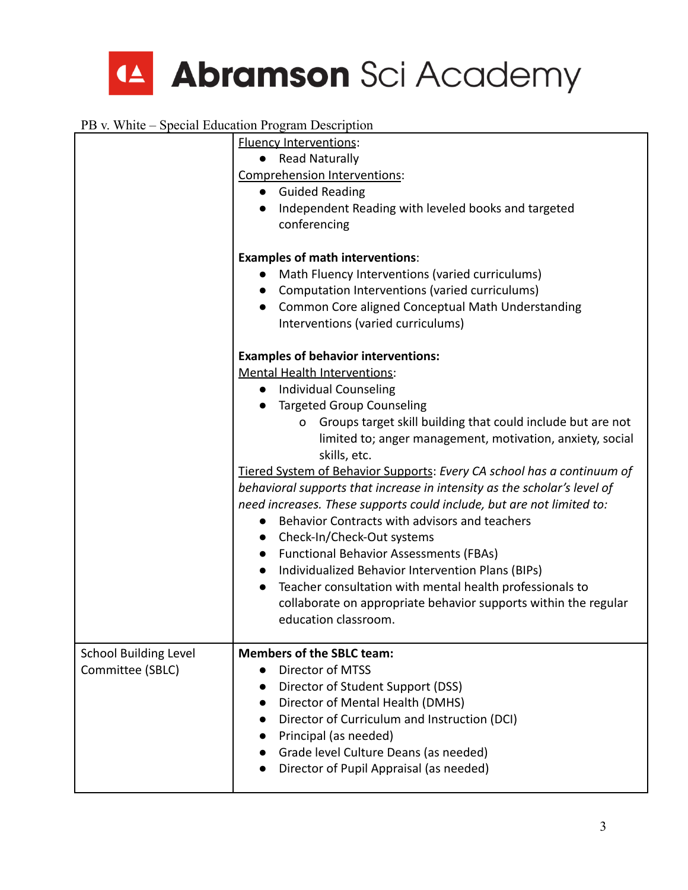PB v. White – Special Education Program Description

| | |
|---|---|
| | <u>Fluency Interventions</u>:<br>● Read Naturally<br><u>Comprehension Interventions</u>:<br>● Guided Reading<br>● Independent Reading with leveled books and targeted conferencing<br><br>**Examples of math interventions**:<br>● Math Fluency Interventions (varied curriculums)<br>● Computation Interventions (varied curriculums)<br>● Common Core aligned Conceptual Math Understanding Interventions (varied curriculums)<br><br>**Examples of behavior interventions:**<br><u>Mental Health Interventions</u>:<br>● Individual Counseling<br>● Targeted Group Counseling<br>&nbsp;&nbsp;&nbsp;&nbsp;o Groups target skill building that could include but are not limited to; anger management, motivation, anxiety, social skills, etc.<br><u>Tiered System of Behavior Supports</u>: *Every CA school has a continuum of behavioral supports that increase in intensity as the scholar's level of need increases. These supports could include, but are not limited to:*<br>● Behavior Contracts with advisors and teachers<br>● Check-In/Check-Out systems<br>● Functional Behavior Assessments (FBAs)<br>● Individualized Behavior Intervention Plans (BIPs)<br>● Teacher consultation with mental health professionals to collaborate on appropriate behavior supports within the regular education classroom. |
| School Building Level Committee (SBLC) | **Members of the SBLC team:**<br>● Director of MTSS<br>● Director of Student Support (DSS)<br>● Director of Mental Health (DMHS)<br>● Director of Curriculum and Instruction (DCI)<br>● Principal (as needed)<br>● Grade level Culture Deans (as needed)<br>● Director of Pupil Appraisal (as needed) |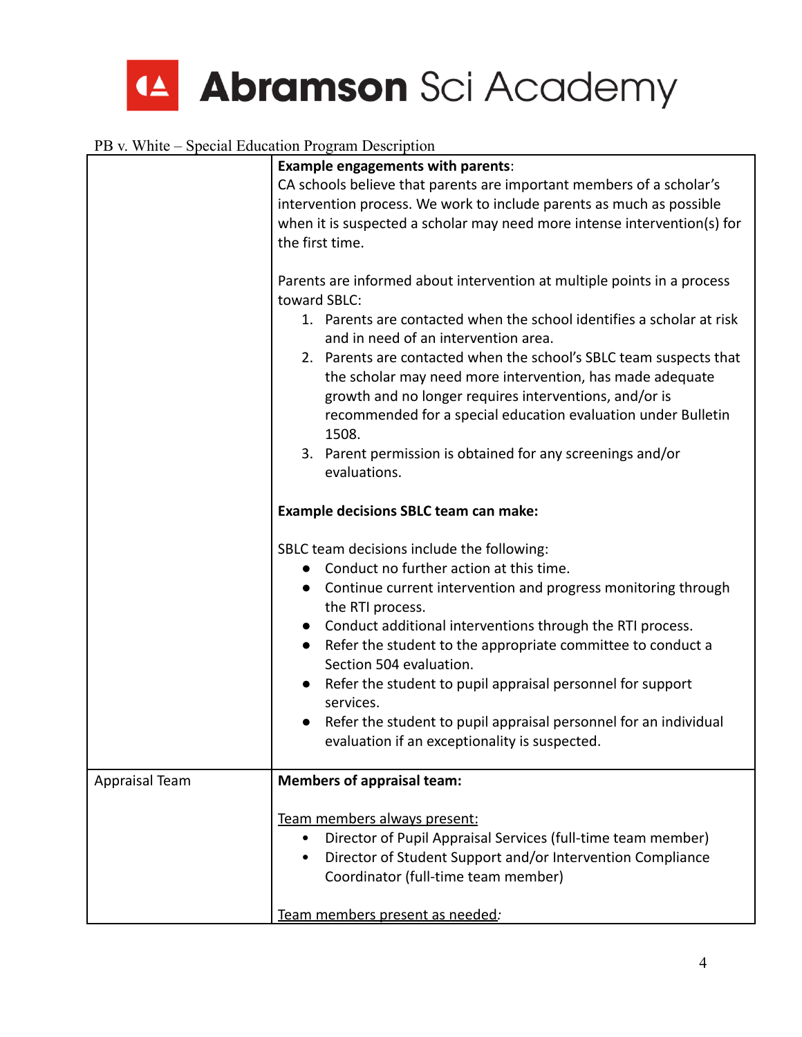PB v. White – Special Education Program Description

| | |
|---|---|
| | **Example engagements with parents**:<br>CA schools believe that parents are important members of a scholar's intervention process. We work to include parents as much as possible when it is suspected a scholar may need more intense intervention(s) for the first time.<br><br>Parents are informed about intervention at multiple points in a process toward SBLC:<br>1. Parents are contacted when the school identifies a scholar at risk and in need of an intervention area.<br>2. Parents are contacted when the school's SBLC team suspects that the scholar may need more intervention, has made adequate growth and no longer requires interventions, and/or is recommended for a special education evaluation under Bulletin 1508.<br>3. Parent permission is obtained for any screenings and/or evaluations.<br><br>**Example decisions SBLC team can make:**<br><br>SBLC team decisions include the following:<br>● Conduct no further action at this time.<br>● Continue current intervention and progress monitoring through the RTI process.<br>● Conduct additional interventions through the RTI process.<br>● Refer the student to the appropriate committee to conduct a Section 504 evaluation.<br>● Refer the student to pupil appraisal personnel for support services.<br>● Refer the student to pupil appraisal personnel for an individual evaluation if an exceptionality is suspected. |
| Appraisal Team | **Members of appraisal team:**<br><br><u>Team members always present:</u><br>• Director of Pupil Appraisal Services (full-time team member)<br>• Director of Student Support and/or Intervention Compliance Coordinator (full-time team member)<br><br><u>Team members present as needed</u>*:* |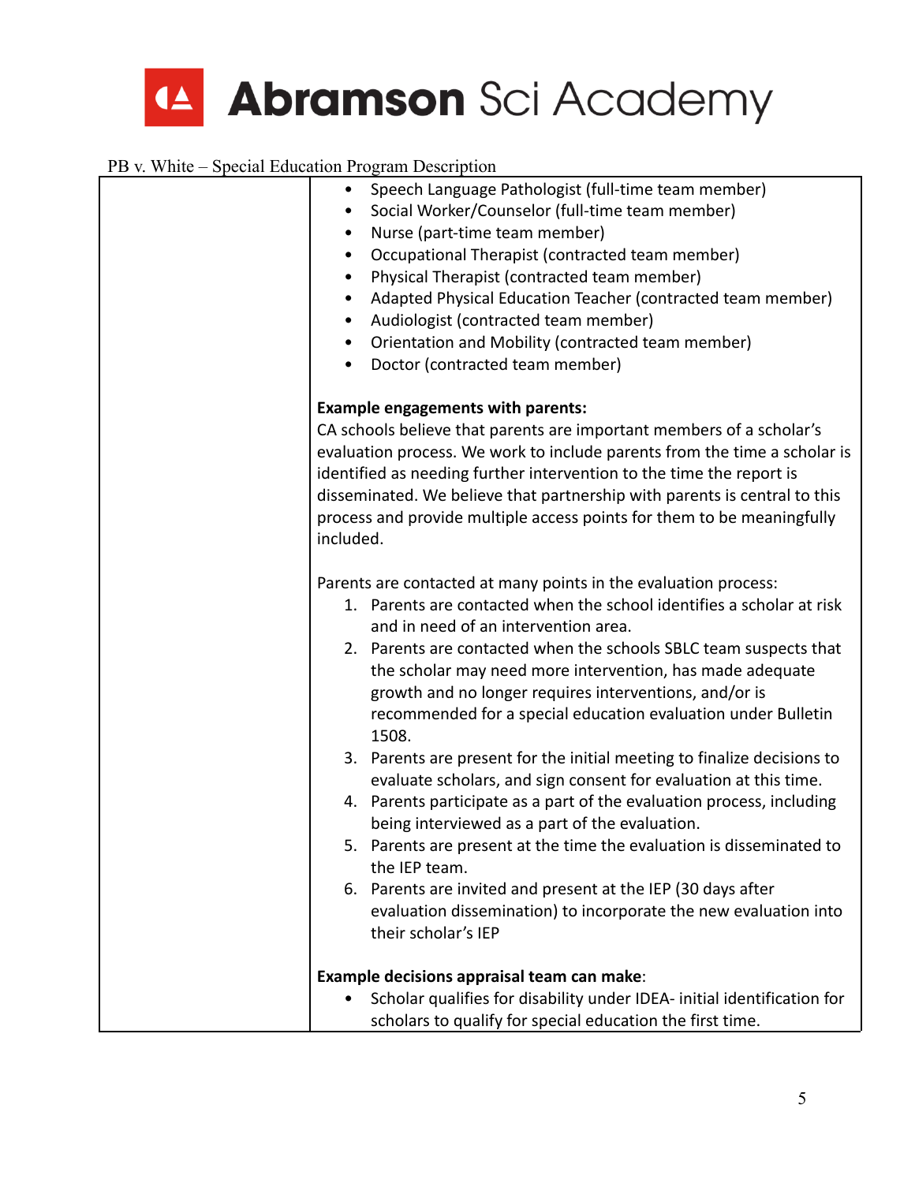| | • Speech Language Pathologist (full-time team member)<br>• Social Worker/Counselor (full-time team member)<br>• Nurse (part-time team member)<br>• Occupational Therapist (contracted team member)<br>• Physical Therapist (contracted team member)<br>• Adapted Physical Education Teacher (contracted team member)<br>• Audiologist (contracted team member)<br>• Orientation and Mobility (contracted team member)<br>• Doctor (contracted team member)<br><br>**Example engagements with parents:**<br>CA schools believe that parents are important members of a scholar's evaluation process. We work to include parents from the time a scholar is identified as needing further intervention to the time the report is disseminated. We believe that partnership with parents is central to this process and provide multiple access points for them to be meaningfully included.<br><br>Parents are contacted at many points in the evaluation process:<br>1. Parents are contacted when the school identifies a scholar at risk and in need of an intervention area.<br>2. Parents are contacted when the schools SBLC team suspects that the scholar may need more intervention, has made adequate growth and no longer requires interventions, and/or is recommended for a special education evaluation under Bulletin 1508.<br>3. Parents are present for the initial meeting to finalize decisions to evaluate scholars, and sign consent for evaluation at this time.<br>4. Parents participate as a part of the evaluation process, including being interviewed as a part of the evaluation.<br>5. Parents are present at the time the evaluation is disseminated to the IEP team.<br>6. Parents are invited and present at the IEP (30 days after evaluation dissemination) to incorporate the new evaluation into their scholar's IEP<br><br>**Example decisions appraisal team can make**:<br>• Scholar qualifies for disability under IDEA- initial identification for scholars to qualify for special education the first time. |
|---|---|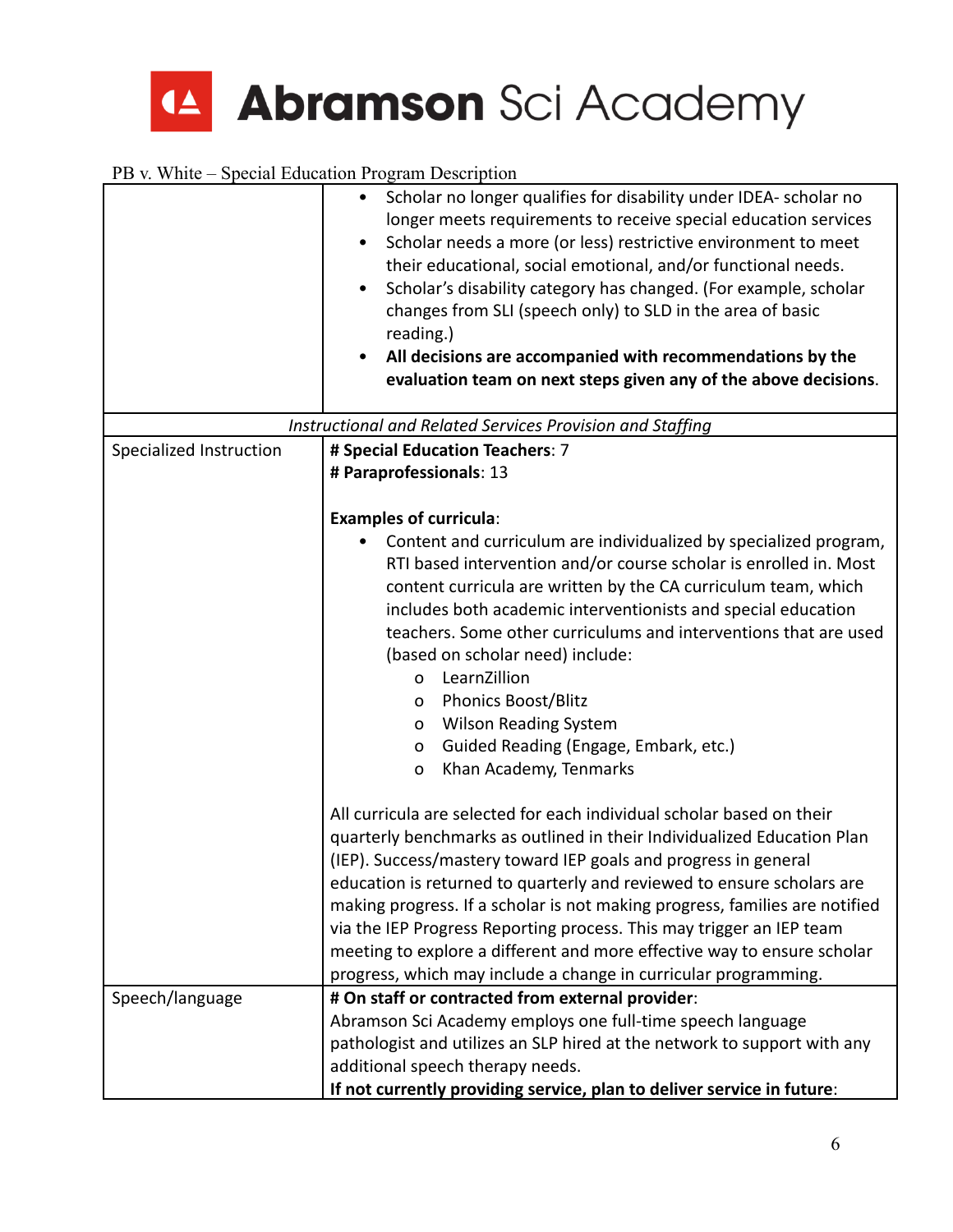PB v. White – Special Education Program Description

| | |
|---|---|
| | • Scholar no longer qualifies for disability under IDEA- scholar no longer meets requirements to receive special education services<br>• Scholar needs a more (or less) restrictive environment to meet their educational, social emotional, and/or functional needs.<br>• Scholar's disability category has changed. (For example, scholar changes from SLI (speech only) to SLD in the area of basic reading.)<br>• **All decisions are accompanied with recommendations by the evaluation team on next steps given any of the above decisions**. |
| *Instructional and Related Services Provision and Staffing* | |
| Specialized Instruction | **# Special Education Teachers**: 7<br>**# Paraprofessionals**: 13<br><br>**Examples of curricula**:<br>• Content and curriculum are individualized by specialized program, RTI based intervention and/or course scholar is enrolled in. Most content curricula are written by the CA curriculum team, which includes both academic interventionists and special education teachers. Some other curriculums and interventions that are used (based on scholar need) include:<br>&nbsp;&nbsp;o LearnZillion<br>&nbsp;&nbsp;o Phonics Boost/Blitz<br>&nbsp;&nbsp;o Wilson Reading System<br>&nbsp;&nbsp;o Guided Reading (Engage, Embark, etc.)<br>&nbsp;&nbsp;o Khan Academy, Tenmarks<br><br>All curricula are selected for each individual scholar based on their quarterly benchmarks as outlined in their Individualized Education Plan (IEP). Success/mastery toward IEP goals and progress in general education is returned to quarterly and reviewed to ensure scholars are making progress. If a scholar is not making progress, families are notified via the IEP Progress Reporting process. This may trigger an IEP team meeting to explore a different and more effective way to ensure scholar progress, which may include a change in curricular programming. |
| Speech/language | **# On staff or contracted from external provider**:<br>Abramson Sci Academy employs one full-time speech language pathologist and utilizes an SLP hired at the network to support with any additional speech therapy needs.<br>**If not currently providing service, plan to deliver service in future**: |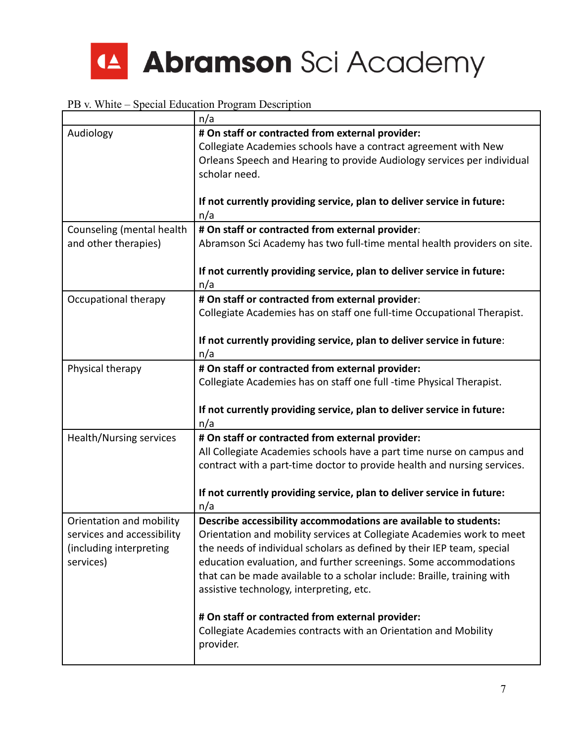# Abramson Sci Academy

PB v. White – Special Education Program Description

| | |
|---|---|
| | n/a |
| Audiology | **# On staff or contracted from external provider:** Collegiate Academies schools have a contract agreement with New Orleans Speech and Hearing to provide Audiology services per individual scholar need.<br><br>**If not currently providing service, plan to deliver service in future:** n/a |
| Counseling (mental health and other therapies) | **# On staff or contracted from external provider**: Abramson Sci Academy has two full-time mental health providers on site.<br><br>**If not currently providing service, plan to deliver service in future:** n/a |
| Occupational therapy | **# On staff or contracted from external provider**: Collegiate Academies has on staff one full-time Occupational Therapist.<br><br>**If not currently providing service, plan to deliver service in future**: n/a |
| Physical therapy | **# On staff or contracted from external provider:** Collegiate Academies has on staff one full -time Physical Therapist.<br><br>**If not currently providing service, plan to deliver service in future:** n/a |
| Health/Nursing services | **# On staff or contracted from external provider:** All Collegiate Academies schools have a part time nurse on campus and contract with a part-time doctor to provide health and nursing services.<br><br>**If not currently providing service, plan to deliver service in future:** n/a |
| Orientation and mobility services and accessibility (including interpreting services) | **Describe accessibility accommodations are available to students:** Orientation and mobility services at Collegiate Academies work to meet the needs of individual scholars as defined by their IEP team, special education evaluation, and further screenings. Some accommodations that can be made available to a scholar include: Braille, training with assistive technology, interpreting, etc.<br><br>**# On staff or contracted from external provider:** Collegiate Academies contracts with an Orientation and Mobility provider. |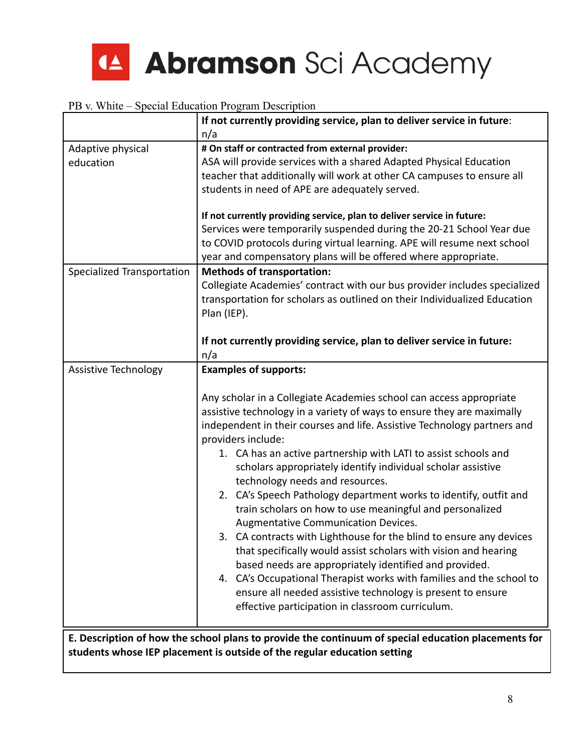PB v. White – Special Education Program Description

| | |
|---|---|
| | **If not currently providing service, plan to deliver service in future**: n/a |
| Adaptive physical education | **# On staff or contracted from external provider:** ASA will provide services with a shared Adapted Physical Education teacher that additionally will work at other CA campuses to ensure all students in need of APE are adequately served.<br><br>**If not currently providing service, plan to deliver service in future:** Services were temporarily suspended during the 20-21 School Year due to COVID protocols during virtual learning. APE will resume next school year and compensatory plans will be offered where appropriate. |
| Specialized Transportation | **Methods of transportation:** Collegiate Academies' contract with our bus provider includes specialized transportation for scholars as outlined on their Individualized Education Plan (IEP).<br><br>**If not currently providing service, plan to deliver service in future:** n/a |
| Assistive Technology | **Examples of supports:**<br><br>Any scholar in a Collegiate Academies school can access appropriate assistive technology in a variety of ways to ensure they are maximally independent in their courses and life. Assistive Technology partners and providers include:<br>1. CA has an active partnership with LATI to assist schools and scholars appropriately identify individual scholar assistive technology needs and resources.<br>2. CA's Speech Pathology department works to identify, outfit and train scholars on how to use meaningful and personalized Augmentative Communication Devices.<br>3. CA contracts with Lighthouse for the blind to ensure any devices that specifically would assist scholars with vision and hearing based needs are appropriately identified and provided.<br>4. CA's Occupational Therapist works with families and the school to ensure all needed assistive technology is present to ensure effective participation in classroom curriculum. |

**E. Description of how the school plans to provide the continuum of special education placements for students whose IEP placement is outside of the regular education setting**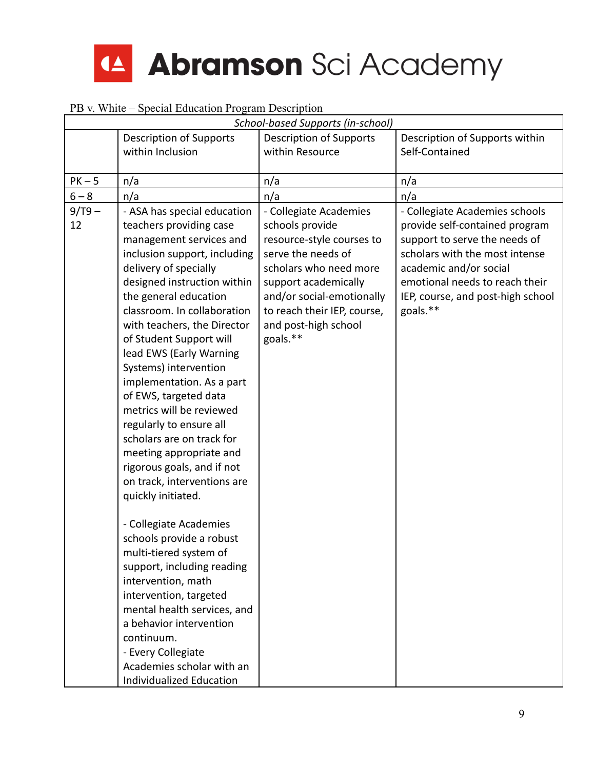# Abramson Sci Academy

PB v. White – Special Education Program Description

| *School-based Supports (in-school)* | | | |
|---|---|---|---|
| | Description of Supports within Inclusion | Description of Supports within Resource | Description of Supports within Self-Contained |
| PK – 5 | n/a | n/a | n/a |
| 6 – 8 | n/a | n/a | n/a |
| 9/T9 – 12 | - ASA has special education teachers providing case management services and inclusion support, including delivery of specially designed instruction within the general education classroom. In collaboration with teachers, the Director of Student Support will lead EWS (Early Warning Systems) intervention implementation. As a part of EWS, targeted data metrics will be reviewed regularly to ensure all scholars are on track for meeting appropriate and rigorous goals, and if not on track, interventions are quickly initiated.<br><br>- Collegiate Academies schools provide a robust multi-tiered system of support, including reading intervention, math intervention, targeted mental health services, and a behavior intervention continuum.<br>- Every Collegiate Academies scholar with an Individualized Education | - Collegiate Academies schools provide resource-style courses to serve the needs of scholars who need more support academically and/or social-emotionally to reach their IEP, course, and post-high school goals.** | - Collegiate Academies schools provide self-contained program support to serve the needs of scholars with the most intense academic and/or social emotional needs to reach their IEP, course, and post-high school goals.** |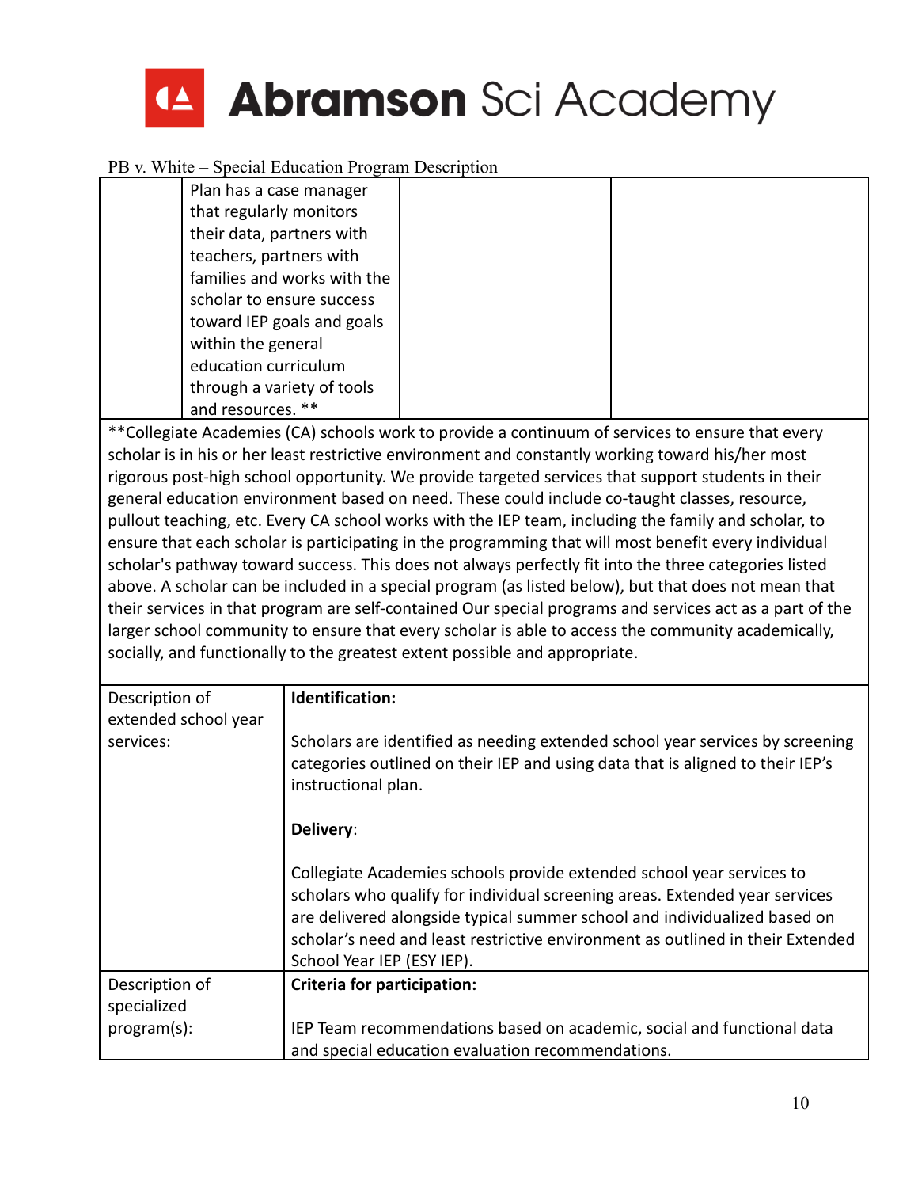| | Plan has a case manager that regularly monitors their data, partners with teachers, partners with families and works with the scholar to ensure success toward IEP goals and goals within the general education curriculum through a variety of tools and resources. ** | | |
|---|---|---|---|

**Collegiate Academies (CA) schools work to provide a continuum of services to ensure that every scholar is in his or her least restrictive environment and constantly working toward his/her most rigorous post-high school opportunity. We provide targeted services that support students in their general education environment based on need. These could include co-taught classes, resource, pullout teaching, etc. Every CA school works with the IEP team, including the family and scholar, to ensure that each scholar is participating in the programming that will most benefit every individual scholar's pathway toward success. This does not always perfectly fit into the three categories listed above. A scholar can be included in a special program (as listed below), but that does not mean that their services in that program are self-contained Our special programs and services act as a part of the larger school community to ensure that every scholar is able to access the community academically, socially, and functionally to the greatest extent possible and appropriate.

| | |
|---|---|
| Description of extended school year services: | **Identification:**<br><br>Scholars are identified as needing extended school year services by screening categories outlined on their IEP and using data that is aligned to their IEP's instructional plan.<br><br>**Delivery**:<br><br>Collegiate Academies schools provide extended school year services to scholars who qualify for individual screening areas. Extended year services are delivered alongside typical summer school and individualized based on scholar's need and least restrictive environment as outlined in their Extended School Year IEP (ESY IEP). |
| Description of specialized program(s): | **Criteria for participation:**<br><br>IEP Team recommendations based on academic, social and functional data and special education evaluation recommendations. |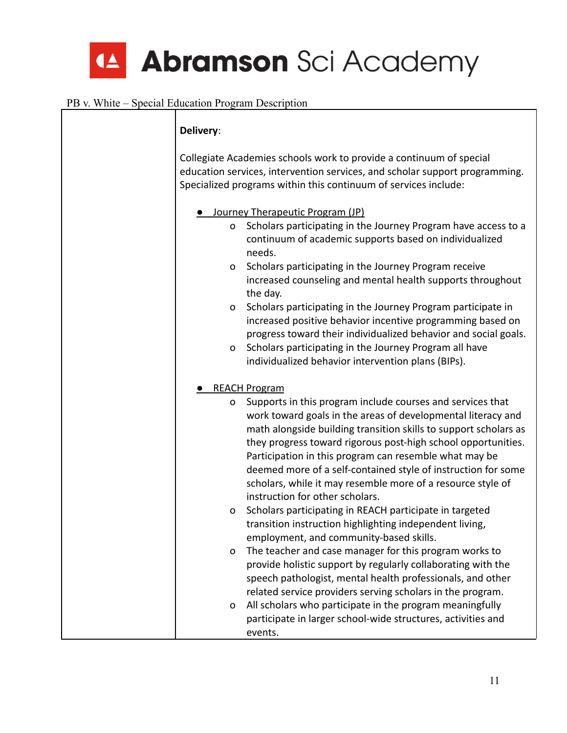PB v. White – Special Education Program Description

| | **Delivery**:<br><br>Collegiate Academies schools work to provide a continuum of special education services, intervention services, and scholar support programming. Specialized programs within this continuum of services include:<br><br>● <u>Journey Therapeutic Program (JP)</u><br>o Scholars participating in the Journey Program have access to a continuum of academic supports based on individualized needs.<br>o Scholars participating in the Journey Program receive increased counseling and mental health supports throughout the day.<br>o Scholars participating in the Journey Program participate in increased positive behavior incentive programming based on progress toward their individualized behavior and social goals.<br>o Scholars participating in the Journey Program all have individualized behavior intervention plans (BIPs).<br><br>● <u>REACH Program</u><br>o Supports in this program include courses and services that work toward goals in the areas of developmental literacy and math alongside building transition skills to support scholars as they progress toward rigorous post-high school opportunities. Participation in this program can resemble what may be deemed more of a self-contained style of instruction for some scholars, while it may resemble more of a resource style of instruction for other scholars.<br>o Scholars participating in REACH participate in targeted transition instruction highlighting independent living, employment, and community-based skills.<br>o The teacher and case manager for this program works to provide holistic support by regularly collaborating with the speech pathologist, mental health professionals, and other related service providers serving scholars in the program.<br>o All scholars who participate in the program meaningfully participate in larger school-wide structures, activities and events. |
|---|---|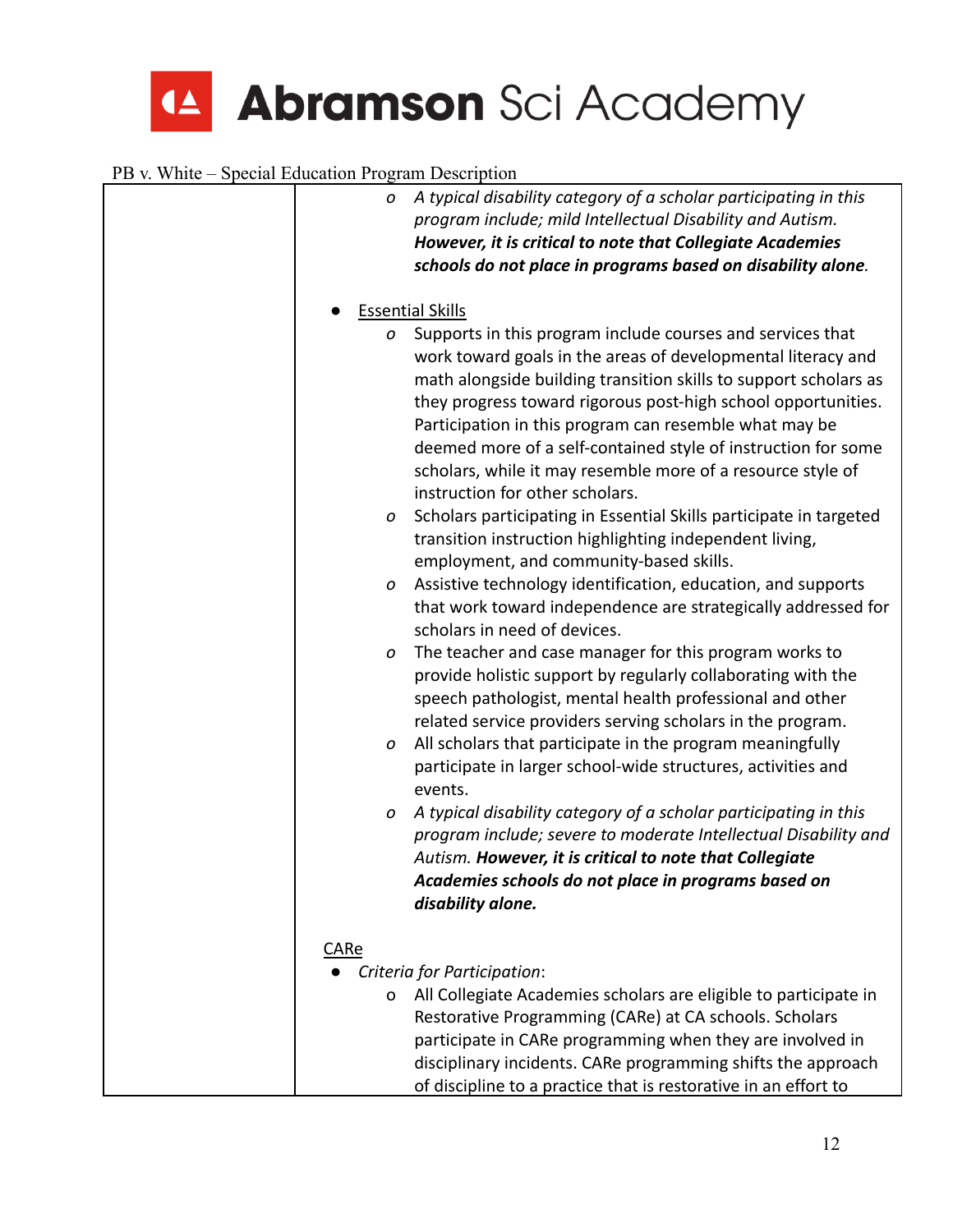- *A typical disability category of a scholar participating in this program include; mild Intellectual Disability and Autism.* ***However, it is critical to note that Collegiate Academies schools do not place in programs based on disability alone.***

- Essential Skills
  - Supports in this program include courses and services that work toward goals in the areas of developmental literacy and math alongside building transition skills to support scholars as they progress toward rigorous post-high school opportunities. Participation in this program can resemble what may be deemed more of a self-contained style of instruction for some scholars, while it may resemble more of a resource style of instruction for other scholars.
  - Scholars participating in Essential Skills participate in targeted transition instruction highlighting independent living, employment, and community-based skills.
  - Assistive technology identification, education, and supports that work toward independence are strategically addressed for scholars in need of devices.
  - The teacher and case manager for this program works to provide holistic support by regularly collaborating with the speech pathologist, mental health professional and other related service providers serving scholars in the program.
  - All scholars that participate in the program meaningfully participate in larger school-wide structures, activities and events.
  - *A typical disability category of a scholar participating in this program include; severe to moderate Intellectual Disability and Autism.* ***However, it is critical to note that Collegiate Academies schools do not place in programs based on disability alone.***

CARe

- *Criteria for Participation*:
  - All Collegiate Academies scholars are eligible to participate in Restorative Programming (CARe) at CA schools. Scholars participate in CARe programming when they are involved in disciplinary incidents. CARe programming shifts the approach of discipline to a practice that is restorative in an effort to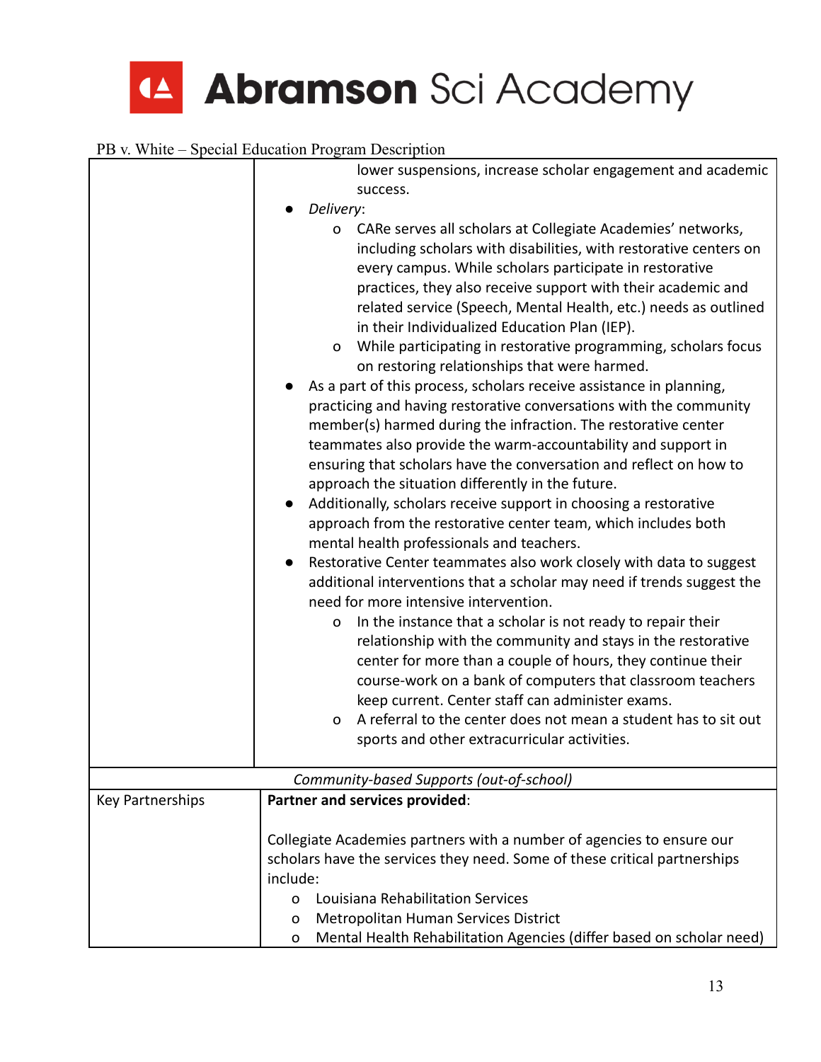| | |
|---|---|
| | lower suspensions, increase scholar engagement and academic success.<br>● *Delivery*:<br>o CARe serves all scholars at Collegiate Academies' networks, including scholars with disabilities, with restorative centers on every campus. While scholars participate in restorative practices, they also receive support with their academic and related service (Speech, Mental Health, etc.) needs as outlined in their Individualized Education Plan (IEP).<br>o While participating in restorative programming, scholars focus on restoring relationships that were harmed.<br>● As a part of this process, scholars receive assistance in planning, practicing and having restorative conversations with the community member(s) harmed during the infraction. The restorative center teammates also provide the warm-accountability and support in ensuring that scholars have the conversation and reflect on how to approach the situation differently in the future.<br>● Additionally, scholars receive support in choosing a restorative approach from the restorative center team, which includes both mental health professionals and teachers.<br>● Restorative Center teammates also work closely with data to suggest additional interventions that a scholar may need if trends suggest the need for more intensive intervention.<br>o In the instance that a scholar is not ready to repair their relationship with the community and stays in the restorative center for more than a couple of hours, they continue their course-work on a bank of computers that classroom teachers keep current. Center staff can administer exams.<br>o A referral to the center does not mean a student has to sit out sports and other extracurricular activities. |
| *Community-based Supports (out-of-school)* | |
| Key Partnerships | **Partner and services provided**:<br><br>Collegiate Academies partners with a number of agencies to ensure our scholars have the services they need. Some of these critical partnerships include:<br>o Louisiana Rehabilitation Services<br>o Metropolitan Human Services District<br>o Mental Health Rehabilitation Agencies (differ based on scholar need) |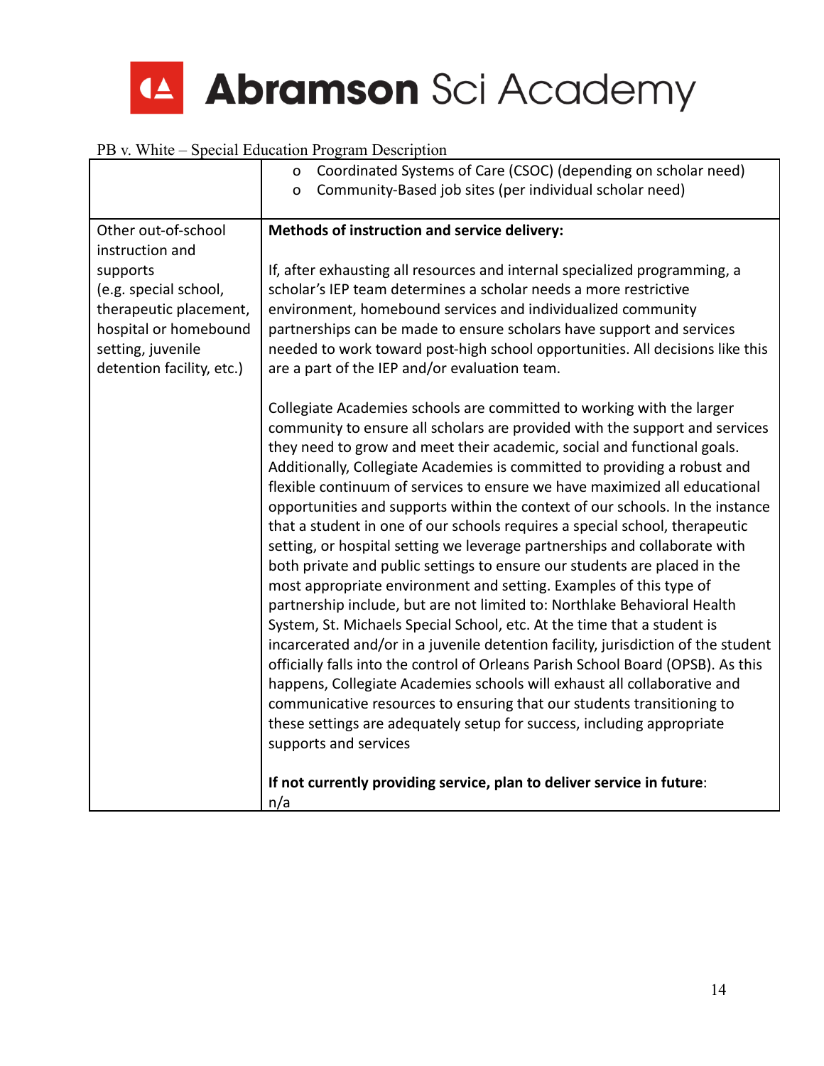| | |
|---|---|
| | o Coordinated Systems of Care (CSOC) (depending on scholar need)<br>o Community-Based job sites (per individual scholar need) |
| Other out-of-school instruction and supports (e.g. special school, therapeutic placement, hospital or homebound setting, juvenile detention facility, etc.) | **Methods of instruction and service delivery:**<br><br>If, after exhausting all resources and internal specialized programming, a scholar's IEP team determines a scholar needs a more restrictive environment, homebound services and individualized community partnerships can be made to ensure scholars have support and services needed to work toward post-high school opportunities. All decisions like this are a part of the IEP and/or evaluation team.<br><br>Collegiate Academies schools are committed to working with the larger community to ensure all scholars are provided with the support and services they need to grow and meet their academic, social and functional goals. Additionally, Collegiate Academies is committed to providing a robust and flexible continuum of services to ensure we have maximized all educational opportunities and supports within the context of our schools. In the instance that a student in one of our schools requires a special school, therapeutic setting, or hospital setting we leverage partnerships and collaborate with both private and public settings to ensure our students are placed in the most appropriate environment and setting. Examples of this type of partnership include, but are not limited to: Northlake Behavioral Health System, St. Michaels Special School, etc. At the time that a student is incarcerated and/or in a juvenile detention facility, jurisdiction of the student officially falls into the control of Orleans Parish School Board (OPSB). As this happens, Collegiate Academies schools will exhaust all collaborative and communicative resources to ensuring that our students transitioning to these settings are adequately setup for success, including appropriate supports and services<br><br>**If not currently providing service, plan to deliver service in future**:<br>n/a |